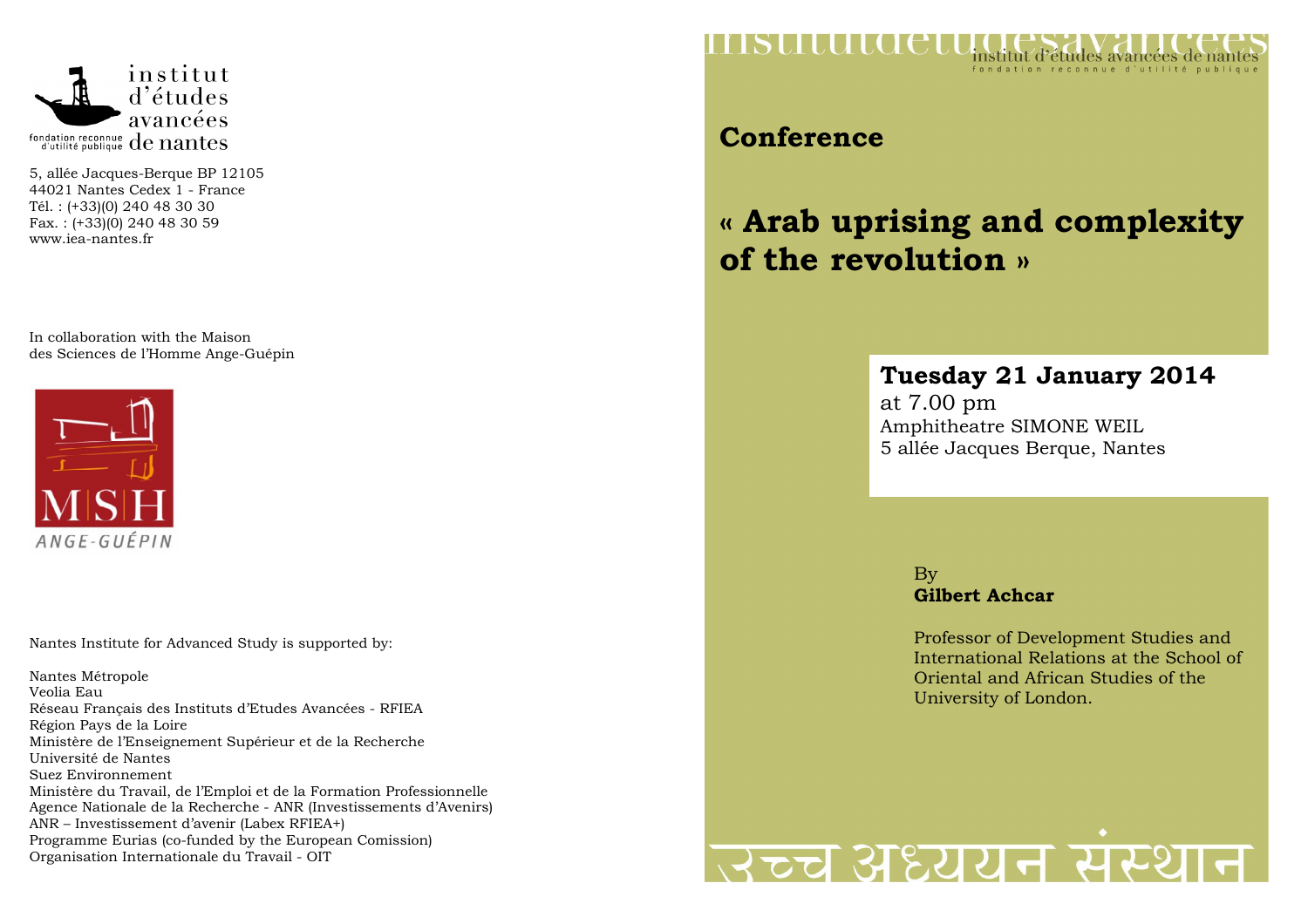institut d'études avancées de nantes

fondation reconnue d'utilité publique

5, allée Jacques-Berque BP 12105
44021 Nantes Cedex 1 - France
Tél. : (+33)(0) 240 48 30 30
Fax. : (+33)(0) 240 48 30 59
www.iea-nantes.fr

In collaboration with the Maison des Sciences de l'Homme Ange-Guépin

MSH ANGE-GUÉPIN

Nantes Institute for Advanced Study is supported by:

Nantes Métropole
Veolia Eau
Réseau Français des Instituts d'Etudes Avancées - RFIEA
Région Pays de la Loire
Ministère de l'Enseignement Supérieur et de la Recherche
Université de Nantes
Suez Environnement
Ministère du Travail, de l'Emploi et de la Formation Professionnelle
Agence Nationale de la Recherche - ANR (Investissements d'Avenirs)
ANR – Investissement d'avenir (Labex RFIEA+)
Programme Eurias (co-funded by the European Comission)
Organisation Internationale du Travail - OIT

institut d'études avancées de nantes
fondation reconnue d'utilité publique

## Conference

# « Arab uprising and complexity of the revolution »

**Tuesday 21 January 2014**
at 7.00 pm
Amphitheatre SIMONE WEIL
5 allée Jacques Berque, Nantes

By
**Gilbert Achcar**

Professor of Development Studies and International Relations at the School of Oriental and African Studies of the University of London.

उच्च अध्ययन संस्थान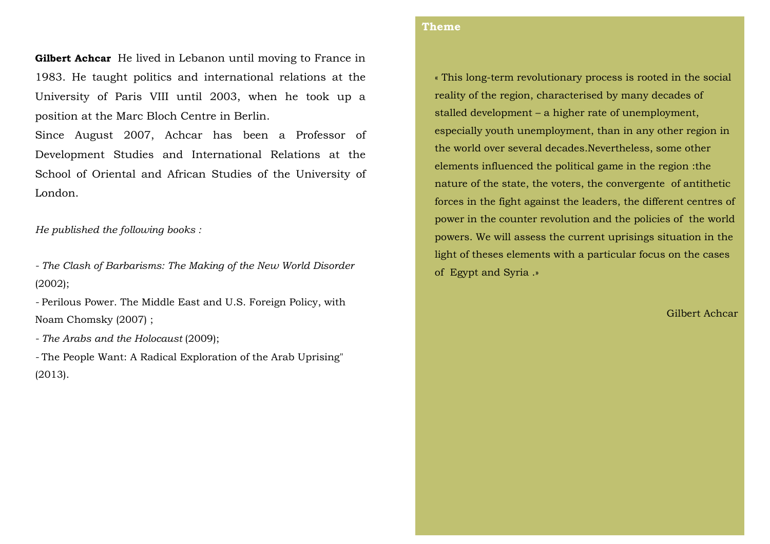**Gilbert Achcar** He lived in Lebanon until moving to France in 1983. He taught politics and international relations at the University of Paris VIII until 2003, when he took up a position at the Marc Bloch Centre in Berlin.

Since August 2007, Achcar has been a Professor of Development Studies and International Relations at the School of Oriental and African Studies of the University of London.

*He published the following books :*

- *The Clash of Barbarisms: The Making of the New World Disorder* (2002);
- Perilous Power. The Middle East and U.S. Foreign Policy, with Noam Chomsky (2007) ;
- *The Arabs and the Holocaust* (2009);
- The People Want: A Radical Exploration of the Arab Uprising" (2013).

**Theme**

« This long-term revolutionary process is rooted in the social reality of the region, characterised by many decades of stalled development – a higher rate of unemployment, especially youth unemployment, than in any other region in the world over several decades.Nevertheless, some other elements influenced the political game in the region :the nature of the state, the voters, the convergente of antithetic forces in the fight against the leaders, the different centres of power in the counter revolution and the policies of the world powers. We will assess the current uprisings situation in the light of theses elements with a particular focus on the cases of Egypt and Syria .»

Gilbert Achcar